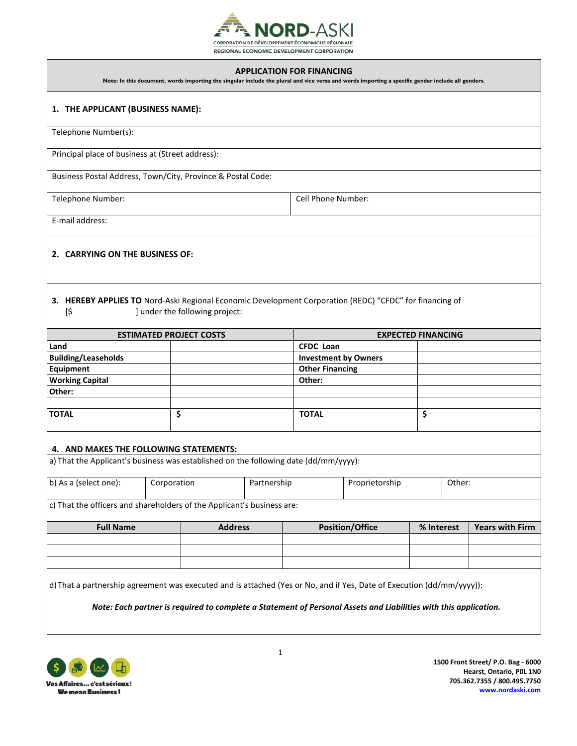NORD-ASKI

CORPORATION DE DÉVELOPPEMENT ÉCONOMIQUE RÉGIONALE

REGIONAL ECONOMIC DEVELOPMENT CORPORATION

## APPLICATION FOR FINANCING

**Note: In this document, words importing the singular include the plural and vice versa and words importing a specific gender include all genders.**

### 1. THE APPLICANT (BUSINESS NAME):

Telephone Number(s):

Principal place of business at (Street address):

Business Postal Address, Town/City, Province & Postal Code:

| Telephone Number: | Cell Phone Number: |
|---|---|

E-mail address:

### 2. CARRYING ON THE BUSINESS OF:

### 3. HEREBY APPLIES TO Nord-Aski Regional Economic Development Corporation (REDC) "CFDC" for financing of [$ ] under the following project:

| ESTIMATED PROJECT COSTS | | EXPECTED FINANCING | |
|---|---|---|---|
| **Land** | | **CFDC Loan** | |
| **Building/Leaseholds** | | **Investment by Owners** | |
| **Equipment** | | **Other Financing** | |
| **Working Capital** | | **Other:** | |
| **Other:** | | | |
| | | | |
| **TOTAL** | **$** | **TOTAL** | **$** |

### 4. AND MAKES THE FOLLOWING STATEMENTS:

a) That the Applicant's business was established on the following date (dd/mm/yyyy):

| b) As a (select one): | Corporation | Partnership | Proprietorship | Other: |
|---|---|---|---|---|

c) That the officers and shareholders of the Applicant's business are:

| Full Name | Address | Position/Office | % Interest | Years with Firm |
|---|---|---|---|---|
| | | | | |
| | | | | |
| | | | | |

d) That a partnership agreement was executed and is attached (Yes or No, and if Yes, Date of Execution (dd/mm/yyyy)):

***Note: Each partner is required to complete a Statement of Personal Assets and Liabilities with this application.***

Vos Affaires… c'est sérieux! We mean Business!

1500 Front Street/ P.O. Bag - 6000
Hearst, Ontario, P0L 1N0
705.362.7355 / 800.495.7750
www.nordaski.com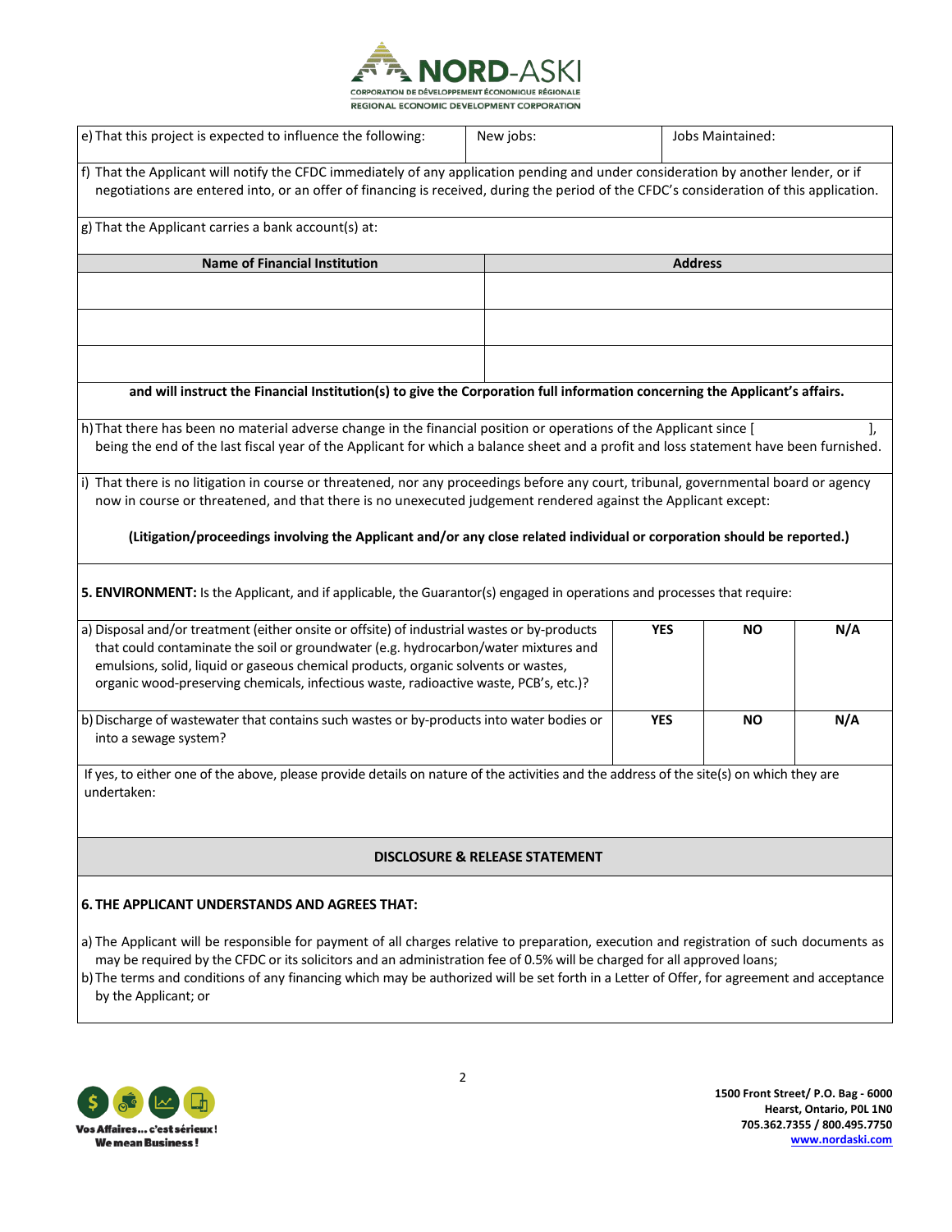| e) That this project is expected to influence the following: | New jobs: | Jobs Maintained: |
|---|---|---|

f) That the Applicant will notify the CFDC immediately of any application pending and under consideration by another lender, or if negotiations are entered into, or an offer of financing is received, during the period of the CFDC's consideration of this application.

g) That the Applicant carries a bank account(s) at:

| Name of Financial Institution | Address |
|---|---|
| | |
| | |
| | |

**and will instruct the Financial Institution(s) to give the Corporation full information concerning the Applicant's affairs.**

h) That there has been no material adverse change in the financial position or operations of the Applicant since [ ], being the end of the last fiscal year of the Applicant for which a balance sheet and a profit and loss statement have been furnished.

i) That there is no litigation in course or threatened, nor any proceedings before any court, tribunal, governmental board or agency now in course or threatened, and that there is no unexecuted judgement rendered against the Applicant except:

**(Litigation/proceedings involving the Applicant and/or any close related individual or corporation should be reported.)**

**5. ENVIRONMENT:** Is the Applicant, and if applicable, the Guarantor(s) engaged in operations and processes that require:

| | YES | NO | N/A |
|---|---|---|---|
| a) Disposal and/or treatment (either onsite or offsite) of industrial wastes or by-products that could contaminate the soil or groundwater (e.g. hydrocarbon/water mixtures and emulsions, solid, liquid or gaseous chemical products, organic solvents or wastes, organic wood-preserving chemicals, infectious waste, radioactive waste, PCB's, etc.)? | | | |
| b) Discharge of wastewater that contains such wastes or by-products into water bodies or into a sewage system? | | | |

If yes, to either one of the above, please provide details on nature of the activities and the address of the site(s) on which they are undertaken:

## DISCLOSURE & RELEASE STATEMENT

**6. THE APPLICANT UNDERSTANDS AND AGREES THAT:**

a) The Applicant will be responsible for payment of all charges relative to preparation, execution and registration of such documents as may be required by the CFDC or its solicitors and an administration fee of 0.5% will be charged for all approved loans;

b) The terms and conditions of any financing which may be authorized will be set forth in a Letter of Offer, for agreement and acceptance by the Applicant; or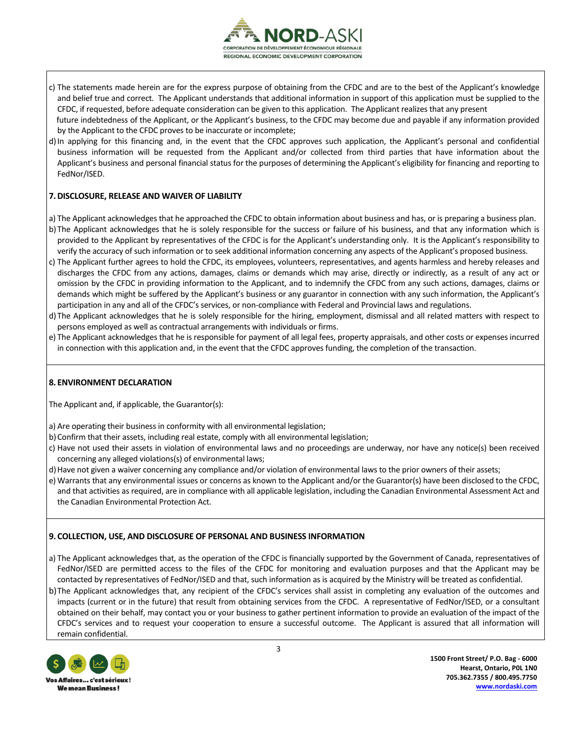c) The statements made herein are for the express purpose of obtaining from the CFDC and are to the best of the Applicant's knowledge and belief true and correct. The Applicant understands that additional information in support of this application must be supplied to the CFDC, if requested, before adequate consideration can be given to this application. The Applicant realizes that any present future indebtedness of the Applicant, or the Applicant's business, to the CFDC may become due and payable if any information provided by the Applicant to the CFDC proves to be inaccurate or incomplete;

d) In applying for this financing and, in the event that the CFDC approves such application, the Applicant's personal and confidential business information will be requested from the Applicant and/or collected from third parties that have information about the Applicant's business and personal financial status for the purposes of determining the Applicant's eligibility for financing and reporting to FedNor/ISED.

**7. DISCLOSURE, RELEASE AND WAIVER OF LIABILITY**

a) The Applicant acknowledges that he approached the CFDC to obtain information about business and has, or is preparing a business plan.

b) The Applicant acknowledges that he is solely responsible for the success or failure of his business, and that any information which is provided to the Applicant by representatives of the CFDC is for the Applicant's understanding only. It is the Applicant's responsibility to verify the accuracy of such information or to seek additional information concerning any aspects of the Applicant's proposed business.

c) The Applicant further agrees to hold the CFDC, its employees, volunteers, representatives, and agents harmless and hereby releases and discharges the CFDC from any actions, damages, claims or demands which may arise, directly or indirectly, as a result of any act or omission by the CFDC in providing information to the Applicant, and to indemnify the CFDC from any such actions, damages, claims or demands which might be suffered by the Applicant's business or any guarantor in connection with any such information, the Applicant's participation in any and all of the CFDC's services, or non-compliance with Federal and Provincial laws and regulations.

d) The Applicant acknowledges that he is solely responsible for the hiring, employment, dismissal and all related matters with respect to persons employed as well as contractual arrangements with individuals or firms.

e) The Applicant acknowledges that he is responsible for payment of all legal fees, property appraisals, and other costs or expenses incurred in connection with this application and, in the event that the CFDC approves funding, the completion of the transaction.

**8. ENVIRONMENT DECLARATION**

The Applicant and, if applicable, the Guarantor(s):

a) Are operating their business in conformity with all environmental legislation;

b) Confirm that their assets, including real estate, comply with all environmental legislation;

c) Have not used their assets in violation of environmental laws and no proceedings are underway, nor have any notice(s) been received concerning any alleged violations(s) of environmental laws;

d) Have not given a waiver concerning any compliance and/or violation of environmental laws to the prior owners of their assets;

e) Warrants that any environmental issues or concerns as known to the Applicant and/or the Guarantor(s) have been disclosed to the CFDC, and that activities as required, are in compliance with all applicable legislation, including the Canadian Environmental Assessment Act and the Canadian Environmental Protection Act.

**9. COLLECTION, USE, AND DISCLOSURE OF PERSONAL AND BUSINESS INFORMATION**

a) The Applicant acknowledges that, as the operation of the CFDC is financially supported by the Government of Canada, representatives of FedNor/ISED are permitted access to the files of the CFDC for monitoring and evaluation purposes and that the Applicant may be contacted by representatives of FedNor/ISED and that, such information as is acquired by the Ministry will be treated as confidential.

b) The Applicant acknowledges that, any recipient of the CFDC's services shall assist in completing any evaluation of the outcomes and impacts (current or in the future) that result from obtaining services from the CFDC. A representative of FedNor/ISED, or a consultant obtained on their behalf, may contact you or your business to gather pertinent information to provide an evaluation of the impact of the CFDC's services and to request your cooperation to ensure a successful outcome. The Applicant is assured that all information will remain confidential.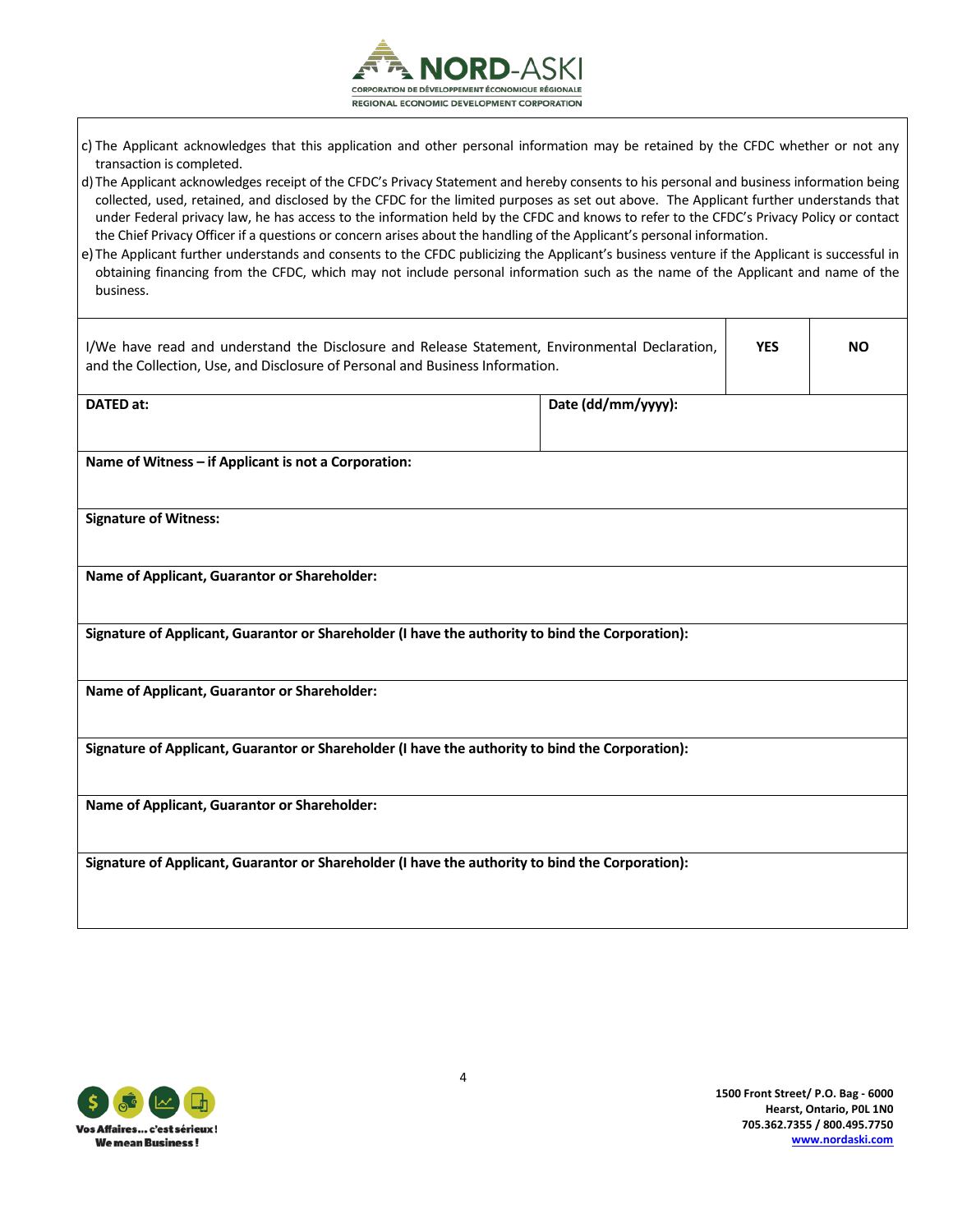c) The Applicant acknowledges that this application and other personal information may be retained by the CFDC whether or not any transaction is completed.

d) The Applicant acknowledges receipt of the CFDC's Privacy Statement and hereby consents to his personal and business information being collected, used, retained, and disclosed by the CFDC for the limited purposes as set out above. The Applicant further understands that under Federal privacy law, he has access to the information held by the CFDC and knows to refer to the CFDC's Privacy Policy or contact the Chief Privacy Officer if a questions or concern arises about the handling of the Applicant's personal information.

e) The Applicant further understands and consents to the CFDC publicizing the Applicant's business venture if the Applicant is successful in obtaining financing from the CFDC, which may not include personal information such as the name of the Applicant and name of the business.

| | | |
|---|---|---|
| I/We have read and understand the Disclosure and Release Statement, Environmental Declaration, and the Collection, Use, and Disclosure of Personal and Business Information. | **YES** | **NO** |

| | |
|---|---|
| **DATED at:** | **Date (dd/mm/yyyy):** |
| **Name of Witness – if Applicant is not a Corporation:** | |
| **Signature of Witness:** | |
| **Name of Applicant, Guarantor or Shareholder:** | |
| **Signature of Applicant, Guarantor or Shareholder (I have the authority to bind the Corporation):** | |
| **Name of Applicant, Guarantor or Shareholder:** | |
| **Signature of Applicant, Guarantor or Shareholder (I have the authority to bind the Corporation):** | |
| **Name of Applicant, Guarantor or Shareholder:** | |
| **Signature of Applicant, Guarantor or Shareholder (I have the authority to bind the Corporation):** | |